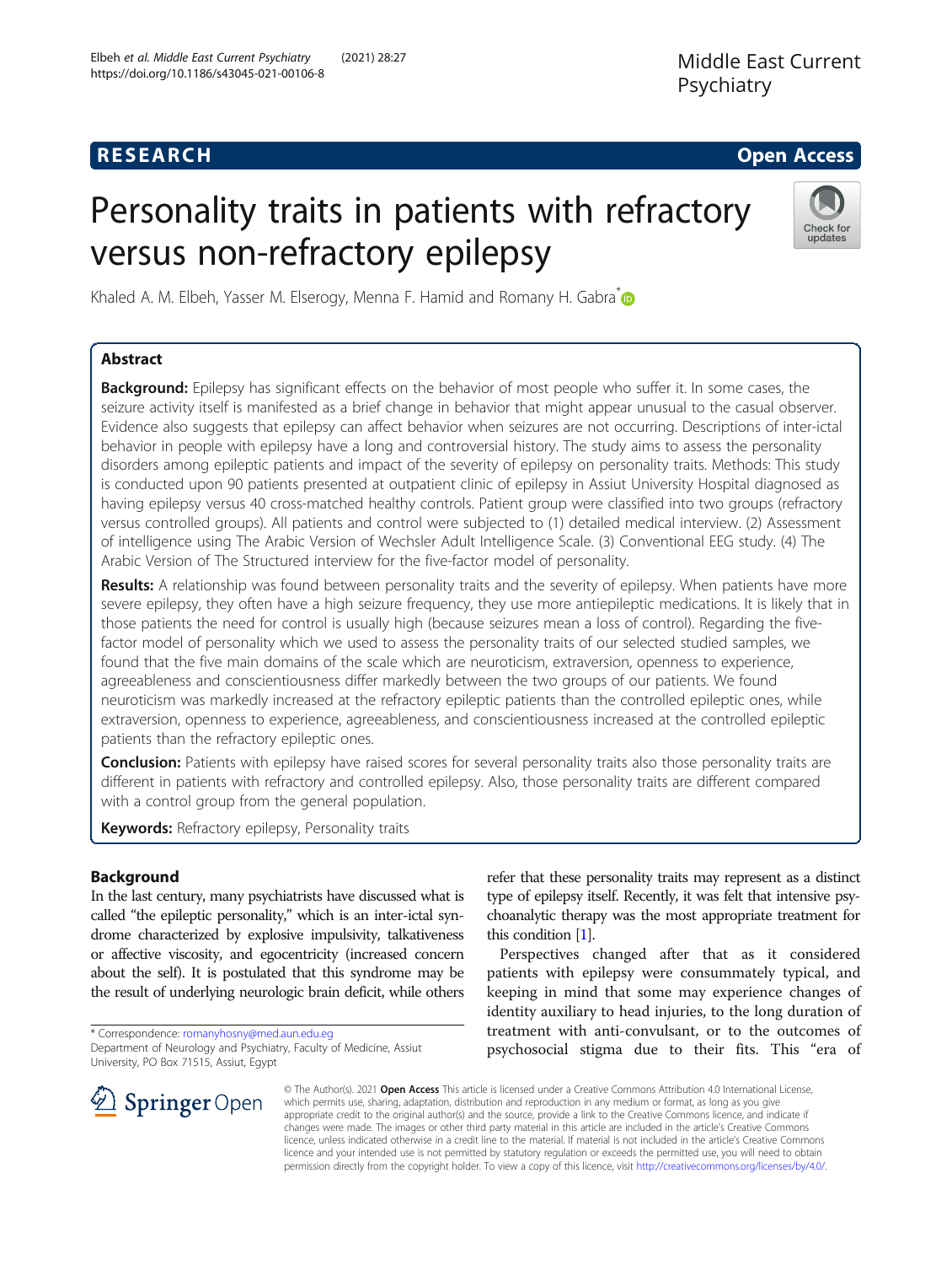RESEARCH Open Access

# Personality traits in patients with refractory versus non-refractory epilepsy

Khaled A. M. Elbeh, Yasser M. Elserogy, Menna F. Hamid and Romany H. Gabra*

## Abstract

**Background:** Epilepsy has significant effects on the behavior of most people who suffer it. In some cases, the seizure activity itself is manifested as a brief change in behavior that might appear unusual to the casual observer. Evidence also suggests that epilepsy can affect behavior when seizures are not occurring. Descriptions of inter-ictal behavior in people with epilepsy have a long and controversial history. The study aims to assess the personality disorders among epileptic patients and impact of the severity of epilepsy on personality traits. Methods: This study is conducted upon 90 patients presented at outpatient clinic of epilepsy in Assiut University Hospital diagnosed as having epilepsy versus 40 cross-matched healthy controls. Patient group were classified into two groups (refractory versus controlled groups). All patients and control were subjected to (1) detailed medical interview. (2) Assessment of intelligence using The Arabic Version of Wechsler Adult Intelligence Scale. (3) Conventional EEG study. (4) The Arabic Version of The Structured interview for the five-factor model of personality.

**Results:** A relationship was found between personality traits and the severity of epilepsy. When patients have more severe epilepsy, they often have a high seizure frequency, they use more antiepileptic medications. It is likely that in those patients the need for control is usually high (because seizures mean a loss of control). Regarding the five-factor model of personality which we used to assess the personality traits of our selected studied samples, we found that the five main domains of the scale which are neuroticism, extraversion, openness to experience, agreeableness and conscientiousness differ markedly between the two groups of our patients. We found neuroticism was markedly increased at the refractory epileptic patients than the controlled epileptic ones, while extraversion, openness to experience, agreeableness, and conscientiousness increased at the controlled epileptic patients than the refractory epileptic ones.

**Conclusion:** Patients with epilepsy have raised scores for several personality traits also those personality traits are different in patients with refractory and controlled epilepsy. Also, those personality traits are different compared with a control group from the general population.

**Keywords:** Refractory epilepsy, Personality traits

## Background

In the last century, many psychiatrists have discussed what is called "the epileptic personality," which is an inter-ictal syndrome characterized by explosive impulsivity, talkativeness or affective viscosity, and egocentricity (increased concern about the self). It is postulated that this syndrome may be the result of underlying neurologic brain deficit, while others refer that these personality traits may represent as a distinct type of epilepsy itself. Recently, it was felt that intensive psychoanalytic therapy was the most appropriate treatment for this condition [1].

Perspectives changed after that as it considered patients with epilepsy were consummately typical, and keeping in mind that some may experience changes of identity auxiliary to head injuries, to the long duration of treatment with anti-convulsant, or to the outcomes of psychosocial stigma due to their fits. This "era of

* Correspondence: romanyhosny@med.aun.edu.eg
Department of Neurology and Psychiatry, Faculty of Medicine, Assiut University, PO Box 71515, Assiut, Egypt

© The Author(s). 2021 **Open Access** This article is licensed under a Creative Commons Attribution 4.0 International License, which permits use, sharing, adaptation, distribution and reproduction in any medium or format, as long as you give appropriate credit to the original author(s) and the source, provide a link to the Creative Commons licence, and indicate if changes were made. The images or other third party material in this article are included in the article's Creative Commons licence, unless indicated otherwise in a credit line to the material. If material is not included in the article's Creative Commons licence and your intended use is not permitted by statutory regulation or exceeds the permitted use, you will need to obtain permission directly from the copyright holder. To view a copy of this licence, visit http://creativecommons.org/licenses/by/4.0/.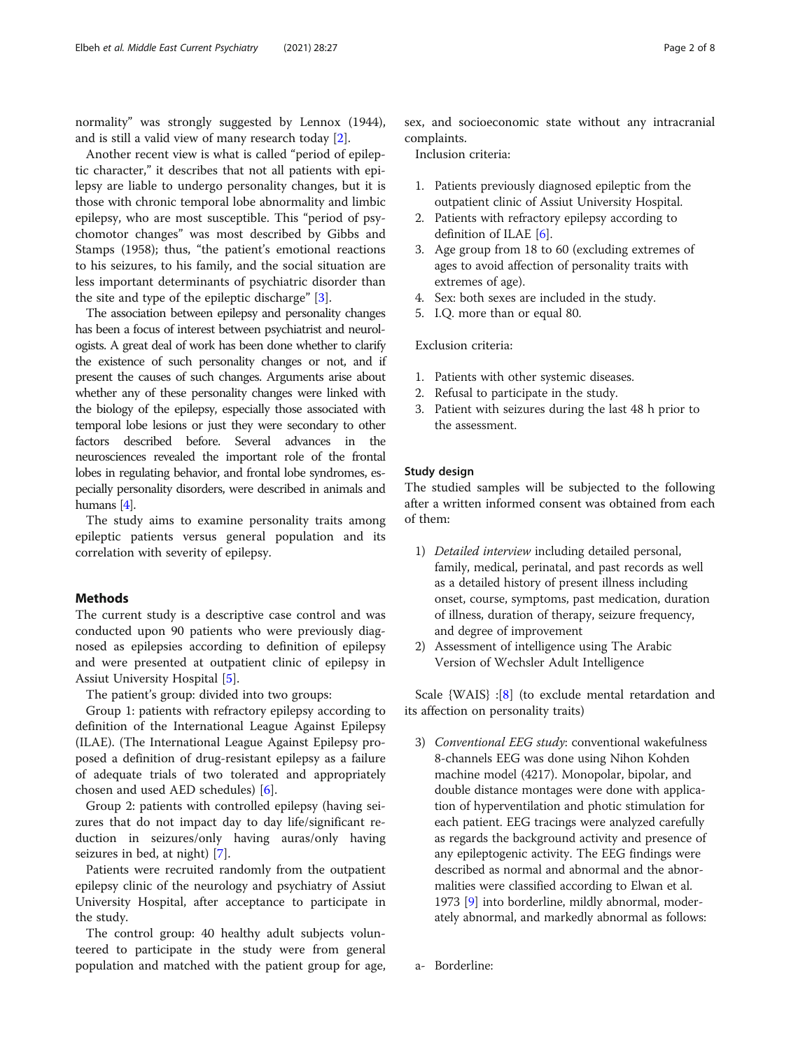normality" was strongly suggested by Lennox (1944), and is still a valid view of many research today [2].

Another recent view is what is called "period of epileptic character," it describes that not all patients with epilepsy are liable to undergo personality changes, but it is those with chronic temporal lobe abnormality and limbic epilepsy, who are most susceptible. This "period of psychomotor changes" was most described by Gibbs and Stamps (1958); thus, "the patient's emotional reactions to his seizures, to his family, and the social situation are less important determinants of psychiatric disorder than the site and type of the epileptic discharge" [3].

The association between epilepsy and personality changes has been a focus of interest between psychiatrist and neurologists. A great deal of work has been done whether to clarify the existence of such personality changes or not, and if present the causes of such changes. Arguments arise about whether any of these personality changes were linked with the biology of the epilepsy, especially those associated with temporal lobe lesions or just they were secondary to other factors described before. Several advances in the neurosciences revealed the important role of the frontal lobes in regulating behavior, and frontal lobe syndromes, especially personality disorders, were described in animals and humans [4].

The study aims to examine personality traits among epileptic patients versus general population and its correlation with severity of epilepsy.

## Methods

The current study is a descriptive case control and was conducted upon 90 patients who were previously diagnosed as epilepsies according to definition of epilepsy and were presented at outpatient clinic of epilepsy in Assiut University Hospital [5].

The patient's group: divided into two groups:

Group 1: patients with refractory epilepsy according to definition of the International League Against Epilepsy (ILAE). (The International League Against Epilepsy proposed a definition of drug-resistant epilepsy as a failure of adequate trials of two tolerated and appropriately chosen and used AED schedules) [6].

Group 2: patients with controlled epilepsy (having seizures that do not impact day to day life/significant reduction in seizures/only having auras/only having seizures in bed, at night) [7].

Patients were recruited randomly from the outpatient epilepsy clinic of the neurology and psychiatry of Assiut University Hospital, after acceptance to participate in the study.

The control group: 40 healthy adult subjects volunteered to participate in the study were from general population and matched with the patient group for age, sex, and socioeconomic state without any intracranial complaints.

Inclusion criteria:

1. Patients previously diagnosed epileptic from the outpatient clinic of Assiut University Hospital.
2. Patients with refractory epilepsy according to definition of ILAE [6].
3. Age group from 18 to 60 (excluding extremes of ages to avoid affection of personality traits with extremes of age).
4. Sex: both sexes are included in the study.
5. I.Q. more than or equal 80.

Exclusion criteria:

1. Patients with other systemic diseases.
2. Refusal to participate in the study.
3. Patient with seizures during the last 48 h prior to the assessment.

### Study design

The studied samples will be subjected to the following after a written informed consent was obtained from each of them:

1) *Detailed interview* including detailed personal, family, medical, perinatal, and past records as well as a detailed history of present illness including onset, course, symptoms, past medication, duration of illness, duration of therapy, seizure frequency, and degree of improvement
2) Assessment of intelligence using The Arabic Version of Wechsler Adult Intelligence

Scale {WAIS} :[8] (to exclude mental retardation and its affection on personality traits)

3) *Conventional EEG study*: conventional wakefulness 8-channels EEG was done using Nihon Kohden machine model (4217). Monopolar, bipolar, and double distance montages were done with application of hyperventilation and photic stimulation for each patient. EEG tracings were analyzed carefully as regards the background activity and presence of any epileptogenic activity. The EEG findings were described as normal and abnormal and the abnormalities were classified according to Elwan et al. 1973 [9] into borderline, mildly abnormal, moderately abnormal, and markedly abnormal as follows:

a- Borderline: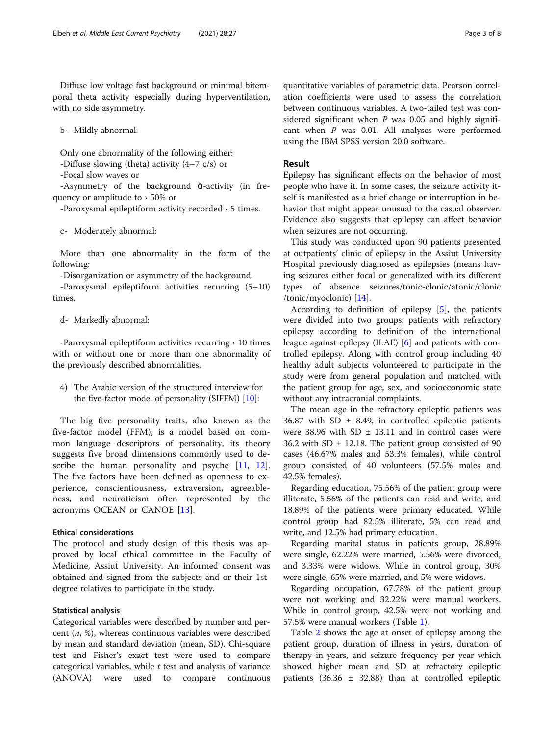Diffuse low voltage fast background or minimal bitemporal theta activity especially during hyperventilation, with no side asymmetry.

b- Mildly abnormal:

Only one abnormality of the following either:
-Diffuse slowing (theta) activity (4–7 c/s) or
-Focal slow waves or
-Asymmetry of the background ᾰ-activity (in frequency or amplitude to › 50% or
-Paroxysmal epileptiform activity recorded ‹ 5 times.

c- Moderately abnormal:

More than one abnormality in the form of the following:
-Disorganization or asymmetry of the background.
-Paroxysmal epileptiform activities recurring (5–10) times.

d- Markedly abnormal:

-Paroxysmal epileptiform activities recurring › 10 times with or without one or more than one abnormality of the previously described abnormalities.

4) The Arabic version of the structured interview for the five-factor model of personality (SIFFM) [10]:

The big five personality traits, also known as the five-factor model (FFM), is a model based on common language descriptors of personality, its theory suggests five broad dimensions commonly used to describe the human personality and psyche [11, 12]. The five factors have been defined as openness to experience, conscientiousness, extraversion, agreeableness, and neuroticism often represented by the acronyms OCEAN or CANOE [13].

### Ethical considerations

The protocol and study design of this thesis was approved by local ethical committee in the Faculty of Medicine, Assiut University. An informed consent was obtained and signed from the subjects or their 1st-degree relatives to participate in the study.

### Statistical analysis

Categorical variables were described by number and percent (*n*, %), whereas continuous variables were described by mean and standard deviation (mean, SD). Chi-square test and Fisher's exact test were used to compare categorical variables, while *t* test and analysis of variance (ANOVA) were used to compare continuous quantitative variables of parametric data. Pearson correlation coefficients were used to assess the correlation between continuous variables. A two-tailed test was considered significant when *P* was 0.05 and highly significant when *P* was 0.01. All analyses were performed using the IBM SPSS version 20.0 software.

## Result

Epilepsy has significant effects on the behavior of most people who have it. In some cases, the seizure activity itself is manifested as a brief change or interruption in behavior that might appear unusual to the casual observer. Evidence also suggests that epilepsy can affect behavior when seizures are not occurring.

This study was conducted upon 90 patients presented at outpatients' clinic of epilepsy in the Assiut University Hospital previously diagnosed as epilepsies (means having seizures either focal or generalized with its different types of absence seizures/tonic-clonic/atonic/clonic/tonic/myoclonic) [14].

According to definition of epilepsy [5], the patients were divided into two groups: patients with refractory epilepsy according to definition of the international league against epilepsy (ILAE) [6] and patients with controlled epilepsy. Along with control group including 40 healthy adult subjects volunteered to participate in the study were from general population and matched with the patient group for age, sex, and socioeconomic state without any intracranial complaints.

The mean age in the refractory epileptic patients was 36.87 with SD ± 8.49, in controlled epileptic patients were 38.96 with SD ± 13.11 and in control cases were 36.2 with SD ± 12.18. The patient group consisted of 90 cases (46.67% males and 53.3% females), while control group consisted of 40 volunteers (57.5% males and 42.5% females).

Regarding education, 75.56% of the patient group were illiterate, 5.56% of the patients can read and write, and 18.89% of the patients were primary educated. While control group had 82.5% illiterate, 5% can read and write, and 12.5% had primary education.

Regarding marital status in patients group, 28.89% were single, 62.22% were married, 5.56% were divorced, and 3.33% were widows. While in control group, 30% were single, 65% were married, and 5% were widows.

Regarding occupation, 67.78% of the patient group were not working and 32.22% were manual workers. While in control group, 42.5% were not working and 57.5% were manual workers (Table 1).

Table 2 shows the age at onset of epilepsy among the patient group, duration of illness in years, duration of therapy in years, and seizure frequency per year which showed higher mean and SD at refractory epileptic patients (36.36 ± 32.88) than at controlled epileptic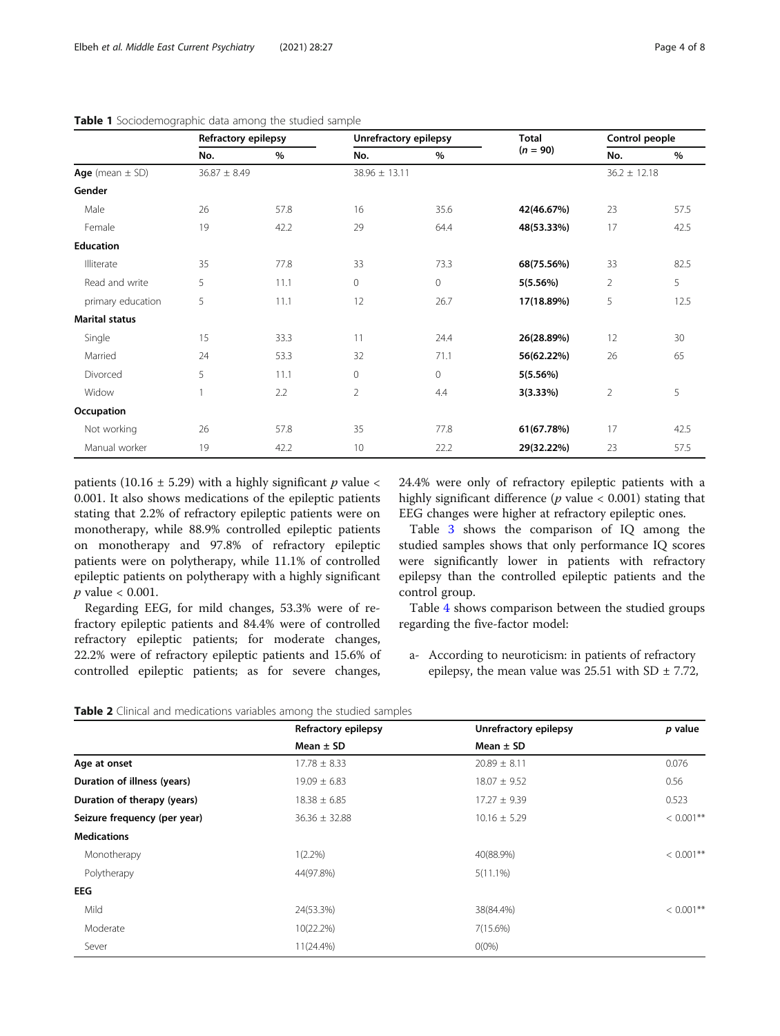**Table 1** Sociodemographic data among the studied sample

| | Refractory epilepsy | | Unrefractory epilepsy | | Total | Control people | |
|---|---|---|---|---|---|---|---|
| | No. | % | No. | % | (n = 90) | No. | % |
| **Age** (mean ± SD) | 36.87 ± 8.49 | | 38.96 ± 13.11 | | | 36.2 ± 12.18 | |
| **Gender** | | | | | | | |
| Male | 26 | 57.8 | 16 | 35.6 | **42(46.67%)** | 23 | 57.5 |
| Female | 19 | 42.2 | 29 | 64.4 | **48(53.33%)** | 17 | 42.5 |
| **Education** | | | | | | | |
| Illiterate | 35 | 77.8 | 33 | 73.3 | **68(75.56%)** | 33 | 82.5 |
| Read and write | 5 | 11.1 | 0 | 0 | **5(5.56%)** | 2 | 5 |
| primary education | 5 | 11.1 | 12 | 26.7 | **17(18.89%)** | 5 | 12.5 |
| **Marital status** | | | | | | | |
| Single | 15 | 33.3 | 11 | 24.4 | **26(28.89%)** | 12 | 30 |
| Married | 24 | 53.3 | 32 | 71.1 | **56(62.22%)** | 26 | 65 |
| Divorced | 5 | 11.1 | 0 | 0 | **5(5.56%)** | | |
| Widow | 1 | 2.2 | 2 | 4.4 | **3(3.33%)** | 2 | 5 |
| **Occupation** | | | | | | | |
| Not working | 26 | 57.8 | 35 | 77.8 | **61(67.78%)** | 17 | 42.5 |
| Manual worker | 19 | 42.2 | 10 | 22.2 | **29(32.22%)** | 23 | 57.5 |

patients (10.16 ± 5.29) with a highly significant $p$ value < 0.001. It also shows medications of the epileptic patients stating that 2.2% of refractory epileptic patients were on monotherapy, while 88.9% controlled epileptic patients on monotherapy and 97.8% of refractory epileptic patients were on polytherapy, while 11.1% of controlled epileptic patients on polytherapy with a highly significant $p$ value < 0.001.

Regarding EEG, for mild changes, 53.3% were of refractory epileptic patients and 84.4% were of controlled refractory epileptic patients; for moderate changes, 22.2% were of refractory epileptic patients and 15.6% of controlled epileptic patients; as for severe changes, 24.4% were only of refractory epileptic patients with a highly significant difference ($p$ value < 0.001) stating that EEG changes were higher at refractory epileptic ones.

Table 3 shows the comparison of IQ among the studied samples shows that only performance IQ scores were significantly lower in patients with refractory epilepsy than the controlled epileptic patients and the control group.

Table 4 shows comparison between the studied groups regarding the five-factor model:

a- According to neuroticism: in patients of refractory epilepsy, the mean value was 25.51 with SD ± 7.72,

**Table 2** Clinical and medications variables among the studied samples

| | Refractory epilepsy | Unrefractory epilepsy | p value |
|---|---|---|---|
| | Mean ± SD | Mean ± SD | |
| **Age at onset** | 17.78 ± 8.33 | 20.89 ± 8.11 | 0.076 |
| **Duration of illness (years)** | 19.09 ± 6.83 | 18.07 ± 9.52 | 0.56 |
| **Duration of therapy (years)** | 18.38 ± 6.85 | 17.27 ± 9.39 | 0.523 |
| **Seizure frequency (per year)** | 36.36 ± 32.88 | 10.16 ± 5.29 | < 0.001** |
| **Medications** | | | |
| Monotherapy | 1(2.2%) | 40(88.9%) | < 0.001** |
| Polytherapy | 44(97.8%) | 5(11.1%) | |
| **EEG** | | | |
| Mild | 24(53.3%) | 38(84.4%) | < 0.001** |
| Moderate | 10(22.2%) | 7(15.6%) | |
| Sever | 11(24.4%) | 0(0%) | |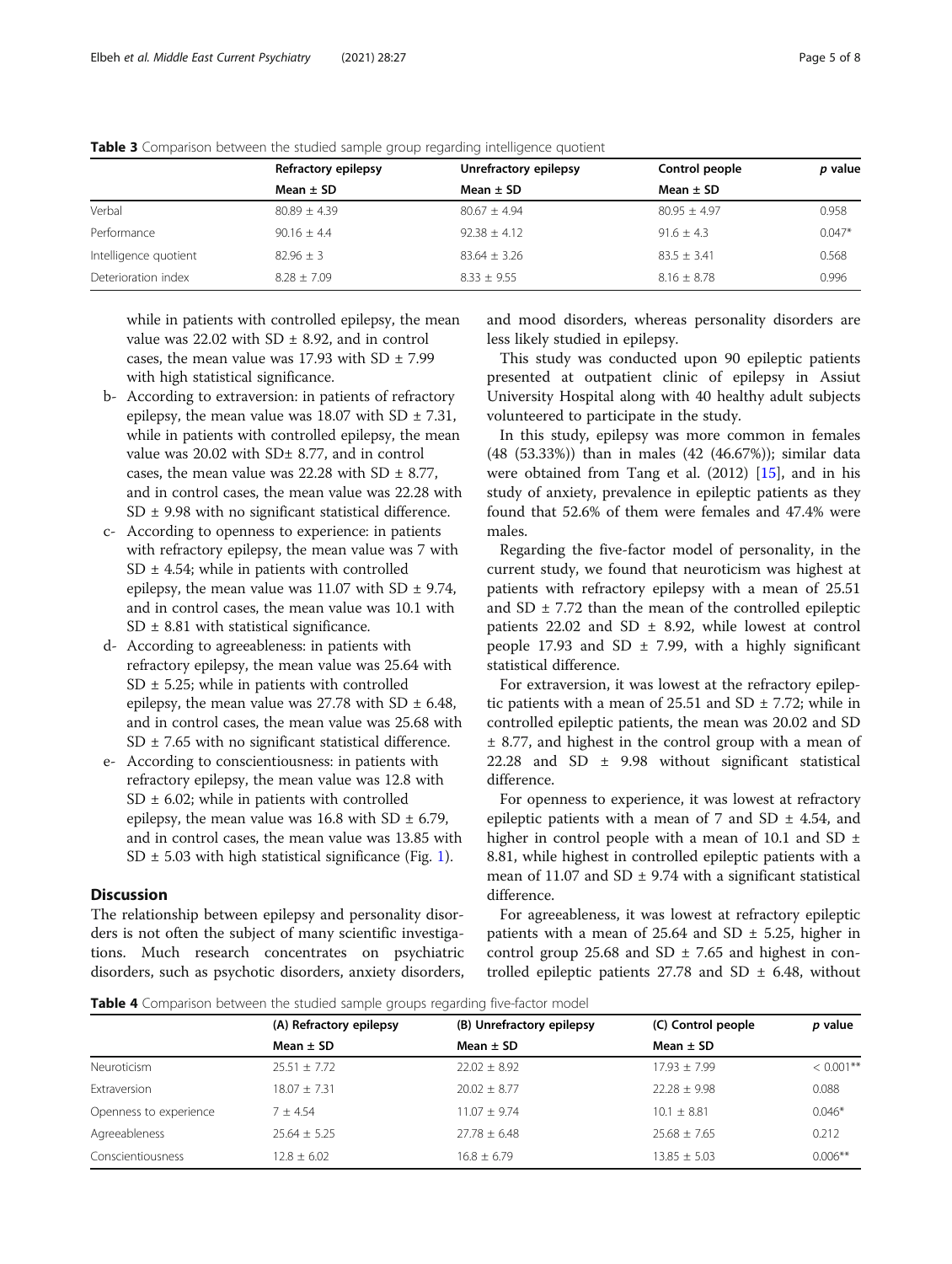**Table 3** Comparison between the studied sample group regarding intelligence quotient

| | Refractory epilepsy | Unrefractory epilepsy | Control people | *p* value |
|---|---|---|---|---|
| | Mean ± SD | Mean ± SD | Mean ± SD | |
| Verbal | 80.89 ± 4.39 | 80.67 ± 4.94 | 80.95 ± 4.97 | 0.958 |
| Performance | 90.16 ± 4.4 | 92.38 ± 4.12 | 91.6 ± 4.3 | 0.047* |
| Intelligence quotient | 82.96 ± 3 | 83.64 ± 3.26 | 83.5 ± 3.41 | 0.568 |
| Deterioration index | 8.28 ± 7.09 | 8.33 ± 9.55 | 8.16 ± 8.78 | 0.996 |

while in patients with controlled epilepsy, the mean value was 22.02 with SD ± 8.92, and in control cases, the mean value was 17.93 with SD ± 7.99 with high statistical significance.

- b- According to extraversion: in patients of refractory epilepsy, the mean value was 18.07 with SD ± 7.31, while in patients with controlled epilepsy, the mean value was 20.02 with SD± 8.77, and in control cases, the mean value was 22.28 with SD ± 8.77, and in control cases, the mean value was 22.28 with SD ± 9.98 with no significant statistical difference.
- c- According to openness to experience: in patients with refractory epilepsy, the mean value was 7 with SD ± 4.54; while in patients with controlled epilepsy, the mean value was 11.07 with SD ± 9.74, and in control cases, the mean value was 10.1 with SD ± 8.81 with statistical significance.
- d- According to agreeableness: in patients with refractory epilepsy, the mean value was 25.64 with SD ± 5.25; while in patients with controlled epilepsy, the mean value was 27.78 with SD ± 6.48, and in control cases, the mean value was 25.68 with SD ± 7.65 with no significant statistical difference.
- e- According to conscientiousness: in patients with refractory epilepsy, the mean value was 12.8 with SD ± 6.02; while in patients with controlled epilepsy, the mean value was 16.8 with SD ± 6.79, and in control cases, the mean value was 13.85 with SD ± 5.03 with high statistical significance (Fig. 1).

## Discussion

The relationship between epilepsy and personality disorders is not often the subject of many scientific investigations. Much research concentrates on psychiatric disorders, such as psychotic disorders, anxiety disorders, and mood disorders, whereas personality disorders are less likely studied in epilepsy.

This study was conducted upon 90 epileptic patients presented at outpatient clinic of epilepsy in Assiut University Hospital along with 40 healthy adult subjects volunteered to participate in the study.

In this study, epilepsy was more common in females (48 (53.33%)) than in males (42 (46.67%)); similar data were obtained from Tang et al. (2012) [15], and in his study of anxiety, prevalence in epileptic patients as they found that 52.6% of them were females and 47.4% were males.

Regarding the five-factor model of personality, in the current study, we found that neuroticism was highest at patients with refractory epilepsy with a mean of 25.51 and SD ± 7.72 than the mean of the controlled epileptic patients 22.02 and SD ± 8.92, while lowest at control people 17.93 and SD ± 7.99, with a highly significant statistical difference.

For extraversion, it was lowest at the refractory epileptic patients with a mean of 25.51 and SD ± 7.72; while in controlled epileptic patients, the mean was 20.02 and SD ± 8.77, and highest in the control group with a mean of 22.28 and SD ± 9.98 without significant statistical difference.

For openness to experience, it was lowest at refractory epileptic patients with a mean of 7 and SD ± 4.54, and higher in control people with a mean of 10.1 and SD ± 8.81, while highest in controlled epileptic patients with a mean of 11.07 and SD ± 9.74 with a significant statistical difference.

For agreeableness, it was lowest at refractory epileptic patients with a mean of 25.64 and SD ± 5.25, higher in control group 25.68 and SD ± 7.65 and highest in controlled epileptic patients 27.78 and SD ± 6.48, without

**Table 4** Comparison between the studied sample groups regarding five-factor model

| | (A) Refractory epilepsy | (B) Unrefractory epilepsy | (C) Control people | *p* value |
|---|---|---|---|---|
| | Mean ± SD | Mean ± SD | Mean ± SD | |
| Neuroticism | 25.51 ± 7.72 | 22.02 ± 8.92 | 17.93 ± 7.99 | < 0.001** |
| Extraversion | 18.07 ± 7.31 | 20.02 ± 8.77 | 22.28 ± 9.98 | 0.088 |
| Openness to experience | 7 ± 4.54 | 11.07 ± 9.74 | 10.1 ± 8.81 | 0.046* |
| Agreeableness | 25.64 ± 5.25 | 27.78 ± 6.48 | 25.68 ± 7.65 | 0.212 |
| Conscientiousness | 12.8 ± 6.02 | 16.8 ± 6.79 | 13.85 ± 5.03 | 0.006** |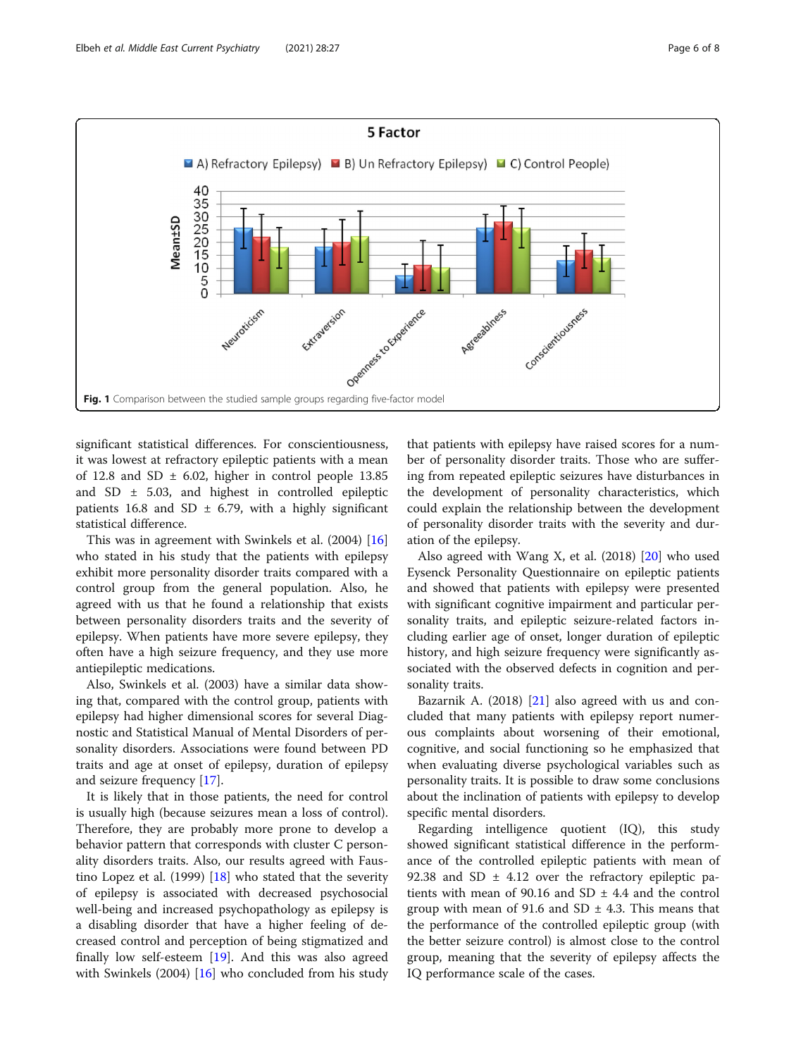Fig. 1 Comparison between the studied sample groups regarding five-factor model

significant statistical differences. For conscientiousness, it was lowest at refractory epileptic patients with a mean of 12.8 and SD ± 6.02, higher in control people 13.85 and SD ± 5.03, and highest in controlled epileptic patients 16.8 and SD ± 6.79, with a highly significant statistical difference.

This was in agreement with Swinkels et al. (2004) [16] who stated in his study that the patients with epilepsy exhibit more personality disorder traits compared with a control group from the general population. Also, he agreed with us that he found a relationship that exists between personality disorders traits and the severity of epilepsy. When patients have more severe epilepsy, they often have a high seizure frequency, and they use more antiepileptic medications.

Also, Swinkels et al. (2003) have a similar data showing that, compared with the control group, patients with epilepsy had higher dimensional scores for several Diagnostic and Statistical Manual of Mental Disorders of personality disorders. Associations were found between PD traits and age at onset of epilepsy, duration of epilepsy and seizure frequency [17].

It is likely that in those patients, the need for control is usually high (because seizures mean a loss of control). Therefore, they are probably more prone to develop a behavior pattern that corresponds with cluster C personality disorders traits. Also, our results agreed with Faustino Lopez et al. (1999) [18] who stated that the severity of epilepsy is associated with decreased psychosocial well-being and increased psychopathology as epilepsy is a disabling disorder that have a higher feeling of decreased control and perception of being stigmatized and finally low self-esteem [19]. And this was also agreed with Swinkels (2004) [16] who concluded from his study that patients with epilepsy have raised scores for a number of personality disorder traits. Those who are suffering from repeated epileptic seizures have disturbances in the development of personality characteristics, which could explain the relationship between the development of personality disorder traits with the severity and duration of the epilepsy.

Also agreed with Wang X, et al. (2018) [20] who used Eysenck Personality Questionnaire on epileptic patients and showed that patients with epilepsy were presented with significant cognitive impairment and particular personality traits, and epileptic seizure-related factors including earlier age of onset, longer duration of epileptic history, and high seizure frequency were significantly associated with the observed defects in cognition and personality traits.

Bazarnik A. (2018) [21] also agreed with us and concluded that many patients with epilepsy report numerous complaints about worsening of their emotional, cognitive, and social functioning so he emphasized that when evaluating diverse psychological variables such as personality traits. It is possible to draw some conclusions about the inclination of patients with epilepsy to develop specific mental disorders.

Regarding intelligence quotient (IQ), this study showed significant statistical difference in the performance of the controlled epileptic patients with mean of 92.38 and SD ± 4.12 over the refractory epileptic patients with mean of 90.16 and SD ± 4.4 and the control group with mean of 91.6 and SD ± 4.3. This means that the performance of the controlled epileptic group (with the better seizure control) is almost close to the control group, meaning that the severity of epilepsy affects the IQ performance scale of the cases.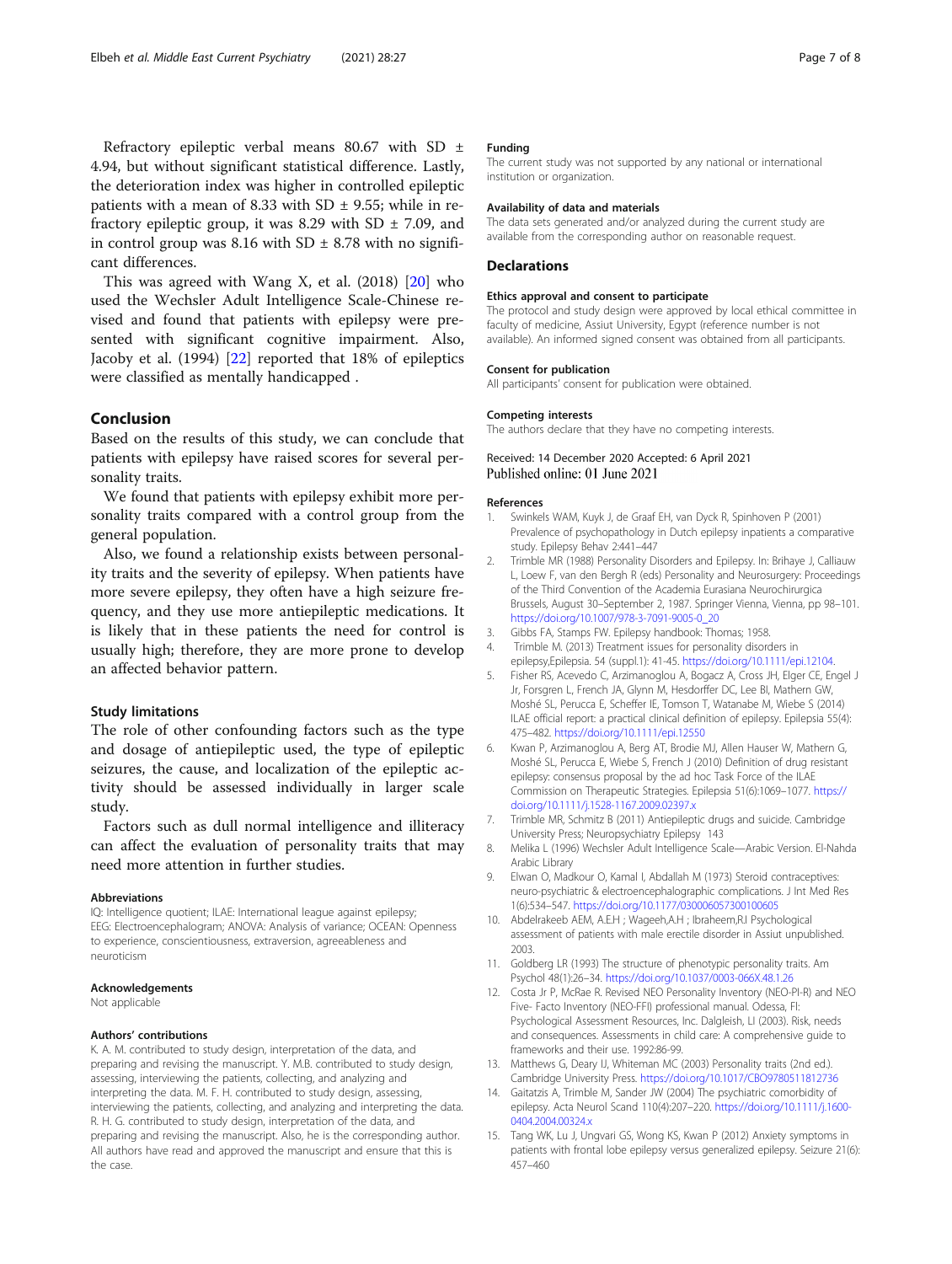Refractory epileptic verbal means 80.67 with SD ± 4.94, but without significant statistical difference. Lastly, the deterioration index was higher in controlled epileptic patients with a mean of 8.33 with SD ± 9.55; while in refractory epileptic group, it was 8.29 with SD ± 7.09, and in control group was 8.16 with SD ± 8.78 with no significant differences.

This was agreed with Wang X, et al. (2018) [20] who used the Wechsler Adult Intelligence Scale-Chinese revised and found that patients with epilepsy were presented with significant cognitive impairment. Also, Jacoby et al. (1994) [22] reported that 18% of epileptics were classified as mentally handicapped .

## Conclusion

Based on the results of this study, we can conclude that patients with epilepsy have raised scores for several personality traits.

We found that patients with epilepsy exhibit more personality traits compared with a control group from the general population.

Also, we found a relationship exists between personality traits and the severity of epilepsy. When patients have more severe epilepsy, they often have a high seizure frequency, and they use more antiepileptic medications. It is likely that in these patients the need for control is usually high; therefore, they are more prone to develop an affected behavior pattern.

### Study limitations

The role of other confounding factors such as the type and dosage of antiepileptic used, the type of epileptic seizures, the cause, and localization of the epileptic activity should be assessed individually in larger scale study.

Factors such as dull normal intelligence and illiteracy can affect the evaluation of personality traits that may need more attention in further studies.

#### Abbreviations

IQ: Intelligence quotient; ILAE: International league against epilepsy; EEG: Electroencephalogram; ANOVA: Analysis of variance; OCEAN: Openness to experience, conscientiousness, extraversion, agreeableness and neuroticism

#### Acknowledgements

Not applicable

#### Authors' contributions

K. A. M. contributed to study design, interpretation of the data, and preparing and revising the manuscript. Y. M.B. contributed to study design, assessing, interviewing the patients, collecting, and analyzing and interpreting the data. M. F. H. contributed to study design, assessing, interviewing the patients, collecting, and analyzing and interpreting the data. R. H. G. contributed to study design, interpretation of the data, and preparing and revising the manuscript. Also, he is the corresponding author. All authors have read and approved the manuscript and ensure that this is the case.

#### Funding

The current study was not supported by any national or international institution or organization.

#### Availability of data and materials

The data sets generated and/or analyzed during the current study are available from the corresponding author on reasonable request.

### Declarations

#### Ethics approval and consent to participate

The protocol and study design were approved by local ethical committee in faculty of medicine, Assiut University, Egypt (reference number is not available). An informed signed consent was obtained from all participants.

#### Consent for publication

All participants' consent for publication were obtained.

#### Competing interests

The authors declare that they have no competing interests.

Received: 14 December 2020 Accepted: 6 April 2021
Published online: 01 June 2021

#### References

1. Swinkels WAM, Kuyk J, de Graaf EH, van Dyck R, Spinhoven P (2001) Prevalence of psychopathology in Dutch epilepsy inpatients a comparative study. Epilepsy Behav 2:441–447
2. Trimble MR (1988) Personality Disorders and Epilepsy. In: Brihaye J, Calliauw L, Loew F, van den Bergh R (eds) Personality and Neurosurgery: Proceedings of the Third Convention of the Academia Eurasiana Neurochirurgica Brussels, August 30–September 2, 1987. Springer Vienna, Vienna, pp 98–101. https://doi.org/10.1007/978-3-7091-9005-0_20
3. Gibbs FA, Stamps FW. Epilepsy handbook: Thomas; 1958.
4. Trimble M. (2013) Treatment issues for personality disorders in epilepsy,Epilepsia. 54 (suppl.1): 41-45. https://doi.org/10.1111/epi.12104.
5. Fisher RS, Acevedo C, Arzimanoglou A, Bogacz A, Cross JH, Elger CE, Engel J Jr, Forsgren L, French JA, Glynn M, Hesdorffer DC, Lee BI, Mathern GW, Moshé SL, Perucca E, Scheffer IE, Tomson T, Watanabe M, Wiebe S (2014) ILAE official report: a practical clinical definition of epilepsy. Epilepsia 55(4): 475–482. https://doi.org/10.1111/epi.12550
6. Kwan P, Arzimanoglou A, Berg AT, Brodie MJ, Allen Hauser W, Mathern G, Moshé SL, Perucca E, Wiebe S, French J (2010) Definition of drug resistant epilepsy: consensus proposal by the ad hoc Task Force of the ILAE Commission on Therapeutic Strategies. Epilepsia 51(6):1069–1077. https://doi.org/10.1111/j.1528-1167.2009.02397.x
7. Trimble MR, Schmitz B (2011) Antiepileptic drugs and suicide. Cambridge University Press; Neuropsychiatry Epilepsy 143
8. Melika L (1996) Wechsler Adult Intelligence Scale—Arabic Version. El-Nahda Arabic Library
9. Elwan O, Madkour O, Kamal I, Abdallah M (1973) Steroid contraceptives: neuro-psychiatric & electroencephalographic complications. J Int Med Res 1(6):534–547. https://doi.org/10.1177/030006057300100605
10. Abdelrakeeb AEM, A.E.H ; Wageeh,A.H ; Ibraheem,R.I Psychological assessment of patients with male erectile disorder in Assiut unpublished. 2003.
11. Goldberg LR (1993) The structure of phenotypic personality traits. Am Psychol 48(1):26–34. https://doi.org/10.1037/0003-066X.48.1.26
12. Costa Jr P, McRae R. Revised NEO Personality Inventory (NEO-PI-R) and NEO Five- Facto Inventory (NEO-FFI) professional manual. Odessa, Fl: Psychological Assessment Resources, Inc. Dalgleish, LI (2003). Risk, needs and consequences. Assessments in child care: A comprehensive guide to frameworks and their use. 1992:86-99.
13. Matthews G, Deary IJ, Whiteman MC (2003) Personality traits (2nd ed.). Cambridge University Press. https://doi.org/10.1017/CBO9780511812736
14. Gaitatzis A, Trimble M, Sander JW (2004) The psychiatric comorbidity of epilepsy. Acta Neurol Scand 110(4):207–220. https://doi.org/10.1111/j.1600-0404.2004.00324.x
15. Tang WK, Lu J, Ungvari GS, Wong KS, Kwan P (2012) Anxiety symptoms in patients with frontal lobe epilepsy versus generalized epilepsy. Seizure 21(6): 457–460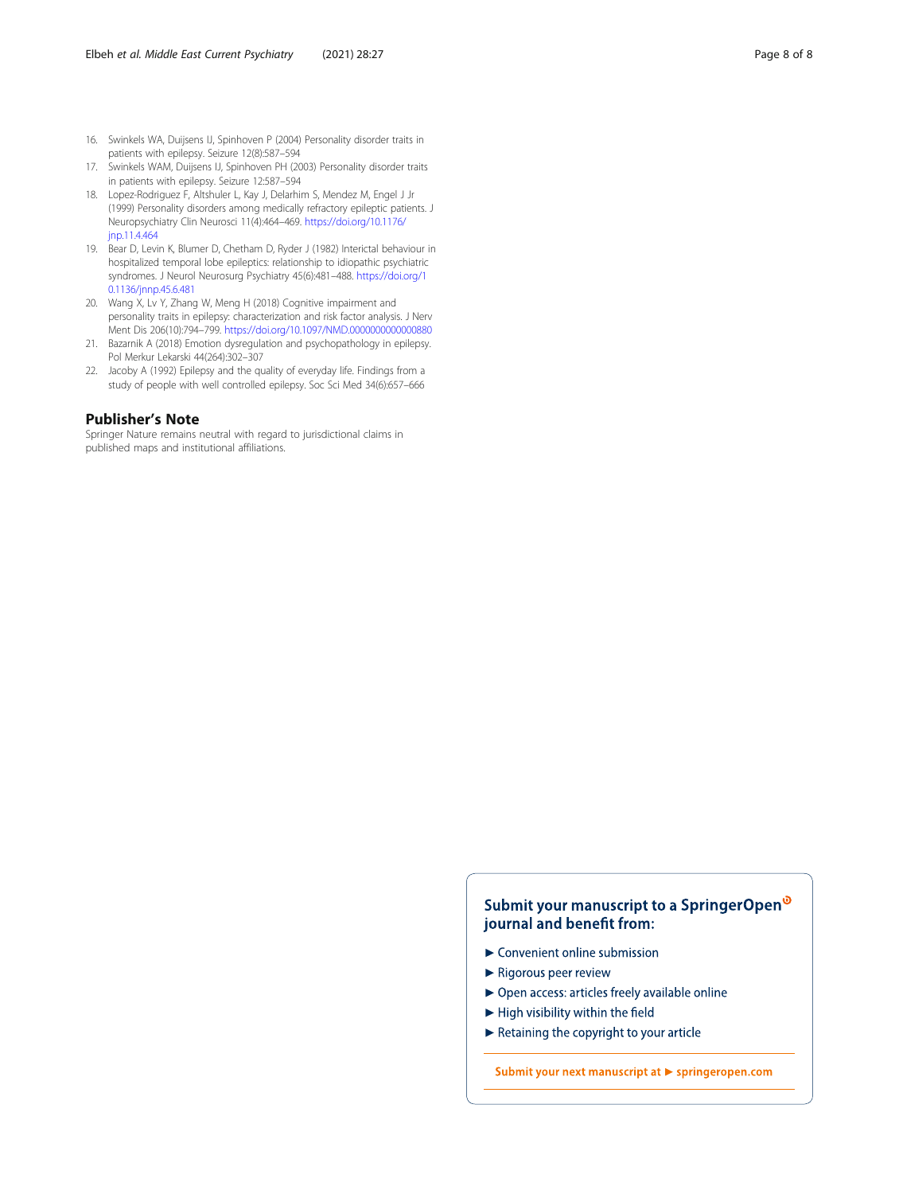16. Swinkels WA, Duijsens IJ, Spinhoven P (2004) Personality disorder traits in patients with epilepsy. Seizure 12(8):587–594
17. Swinkels WAM, Duijsens IJ, Spinhoven PH (2003) Personality disorder traits in patients with epilepsy. Seizure 12:587–594
18. Lopez-Rodriguez F, Altshuler L, Kay J, Delarhim S, Mendez M, Engel J Jr (1999) Personality disorders among medically refractory epileptic patients. J Neuropsychiatry Clin Neurosci 11(4):464–469. https://doi.org/10.1176/jnp.11.4.464
19. Bear D, Levin K, Blumer D, Chetham D, Ryder J (1982) Interictal behaviour in hospitalized temporal lobe epileptics: relationship to idiopathic psychiatric syndromes. J Neurol Neurosurg Psychiatry 45(6):481–488. https://doi.org/10.1136/jnnp.45.6.481
20. Wang X, Lv Y, Zhang W, Meng H (2018) Cognitive impairment and personality traits in epilepsy: characterization and risk factor analysis. J Nerv Ment Dis 206(10):794–799. https://doi.org/10.1097/NMD.0000000000000880
21. Bazarnik A (2018) Emotion dysregulation and psychopathology in epilepsy. Pol Merkur Lekarski 44(264):302–307
22. Jacoby A (1992) Epilepsy and the quality of everyday life. Findings from a study of people with well controlled epilepsy. Soc Sci Med 34(6):657–666

## Publisher's Note

Springer Nature remains neutral with regard to jurisdictional claims in published maps and institutional affiliations.

**Submit your manuscript to a SpringerOpen journal and benefit from:**

- ► Convenient online submission
- ► Rigorous peer review
- ► Open access: articles freely available online
- ► High visibility within the field
- ► Retaining the copyright to your article

**Submit your next manuscript at ► springeropen.com**